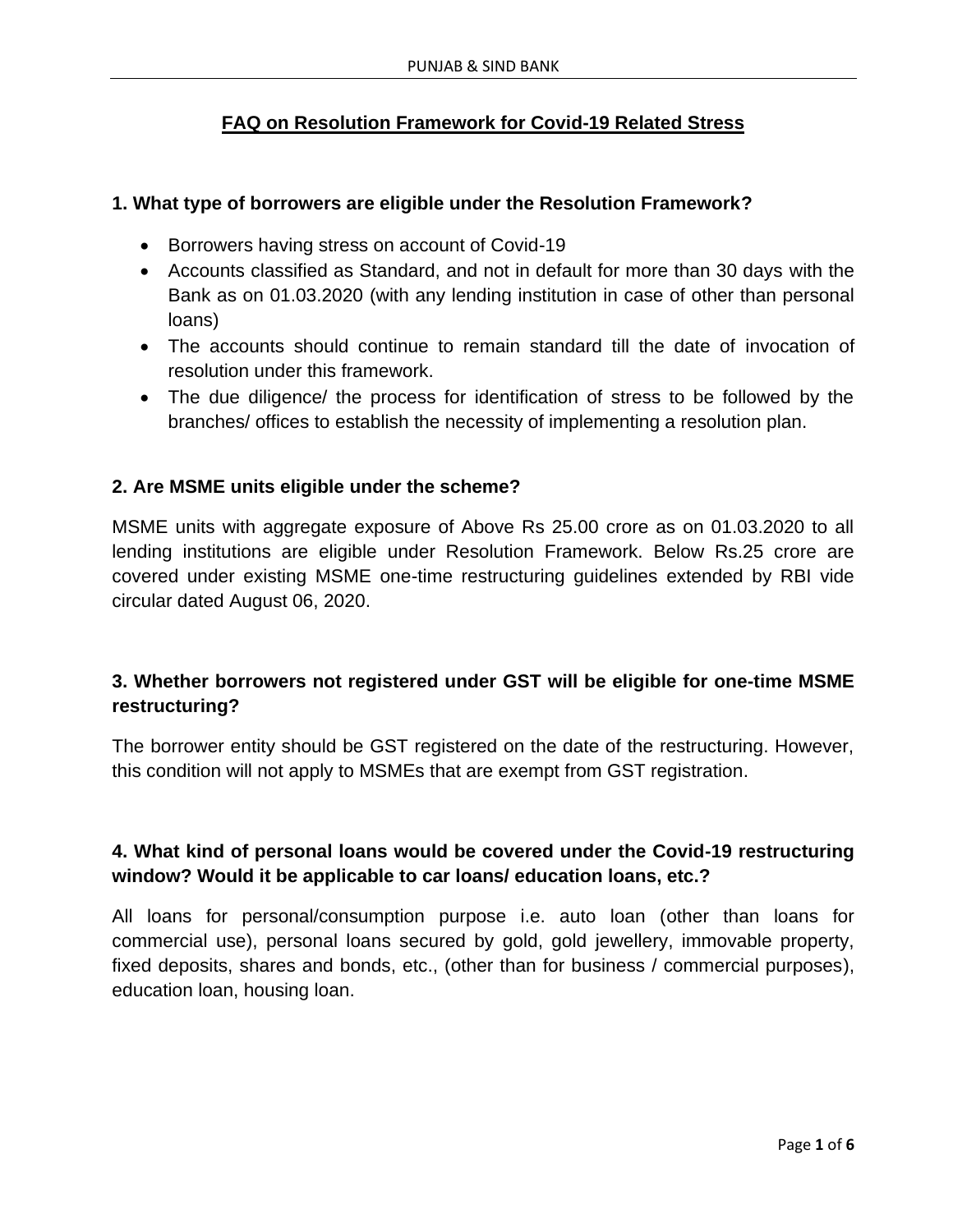# FAQ on Resolution Framework for Covid-19 Related Stress

### 1. What type of borrowers are eligible under the Resolution Framework?

- Borrowers having stress on account of Covid-19
- Accounts classified as Standard, and not in default for more than 30 days with the Bank as on 01.03.2020 (with any lending institution in case of other than personal loans)
- The accounts should continue to remain standard till the date of invocation of resolution under this framework.
- The due diligence/ the process for identification of stress to be followed by the branches/ offices to establish the necessity of implementing a resolution plan.

### 2. Are MSME units eligible under the scheme?

MSME units with aggregate exposure of Above Rs 25.00 crore as on 01.03.2020 to all lending institutions are eligible under Resolution Framework. Below Rs.25 crore are covered under existing MSME one-time restructuring guidelines extended by RBI vide circular dated August 06, 2020.

### 3. Whether borrowers not registered under GST will be eligible for one-time MSME restructuring?

The borrower entity should be GST registered on the date of the restructuring. However, this condition will not apply to MSMEs that are exempt from GST registration.

### 4. What kind of personal loans would be covered under the Covid-19 restructuring window? Would it be applicable to car loans/ education loans, etc.?

All loans for personal/consumption purpose i.e. auto loan (other than loans for commercial use), personal loans secured by gold, gold jewellery, immovable property, fixed deposits, shares and bonds, etc., (other than for business / commercial purposes), education loan, housing loan.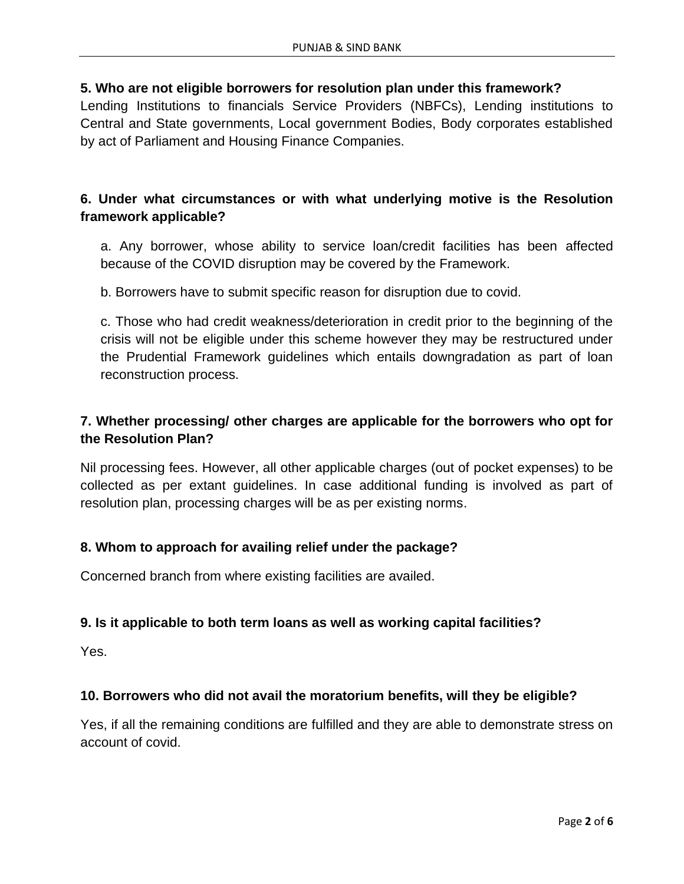**5. Who are not eligible borrowers for resolution plan under this framework?**

Lending Institutions to financials Service Providers (NBFCs), Lending institutions to Central and State governments, Local government Bodies, Body corporates established by act of Parliament and Housing Finance Companies.

**6. Under what circumstances or with what underlying motive is the Resolution framework applicable?**

a. Any borrower, whose ability to service loan/credit facilities has been affected because of the COVID disruption may be covered by the Framework.

b. Borrowers have to submit specific reason for disruption due to covid.

c. Those who had credit weakness/deterioration in credit prior to the beginning of the crisis will not be eligible under this scheme however they may be restructured under the Prudential Framework guidelines which entails downgradation as part of loan reconstruction process.

**7. Whether processing/ other charges are applicable for the borrowers who opt for the Resolution Plan?**

Nil processing fees. However, all other applicable charges (out of pocket expenses) to be collected as per extant guidelines. In case additional funding is involved as part of resolution plan, processing charges will be as per existing norms.

**8. Whom to approach for availing relief under the package?**

Concerned branch from where existing facilities are availed.

**9. Is it applicable to both term loans as well as working capital facilities?**

Yes.

**10. Borrowers who did not avail the moratorium benefits, will they be eligible?**

Yes, if all the remaining conditions are fulfilled and they are able to demonstrate stress on account of covid.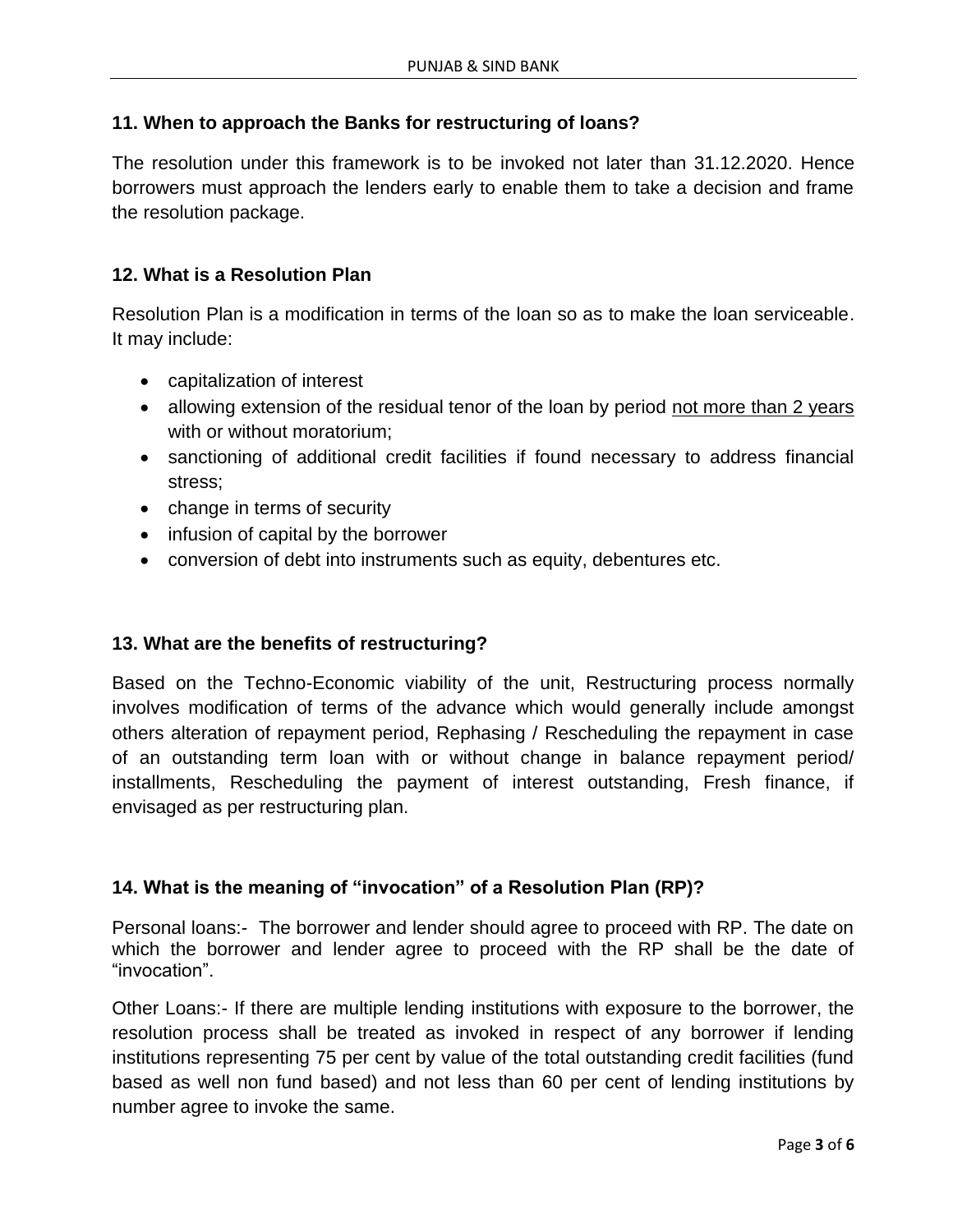### 11. When to approach the Banks for restructuring of loans?

The resolution under this framework is to be invoked not later than 31.12.2020. Hence borrowers must approach the lenders early to enable them to take a decision and frame the resolution package.

### 12. What is a Resolution Plan

Resolution Plan is a modification in terms of the loan so as to make the loan serviceable. It may include:

- capitalization of interest
- allowing extension of the residual tenor of the loan by period not more than 2 years with or without moratorium;
- sanctioning of additional credit facilities if found necessary to address financial stress;
- change in terms of security
- infusion of capital by the borrower
- conversion of debt into instruments such as equity, debentures etc.

### 13. What are the benefits of restructuring?

Based on the Techno-Economic viability of the unit, Restructuring process normally involves modification of terms of the advance which would generally include amongst others alteration of repayment period, Rephasing / Rescheduling the repayment in case of an outstanding term loan with or without change in balance repayment period/ installments, Rescheduling the payment of interest outstanding, Fresh finance, if envisaged as per restructuring plan.

### 14. What is the meaning of "invocation" of a Resolution Plan (RP)?

Personal loans:- The borrower and lender should agree to proceed with RP. The date on which the borrower and lender agree to proceed with the RP shall be the date of "invocation".

Other Loans:- If there are multiple lending institutions with exposure to the borrower, the resolution process shall be treated as invoked in respect of any borrower if lending institutions representing 75 per cent by value of the total outstanding credit facilities (fund based as well non fund based) and not less than 60 per cent of lending institutions by number agree to invoke the same.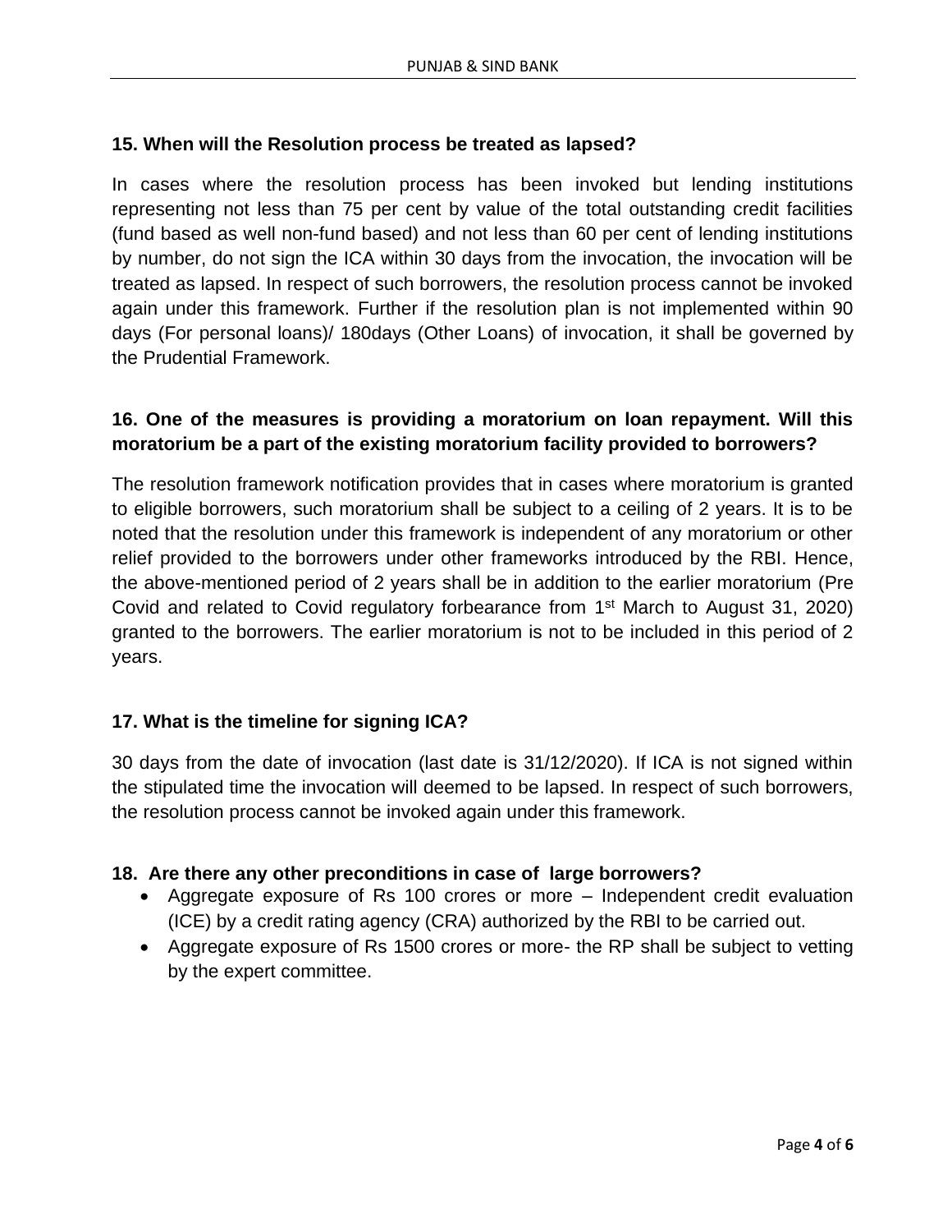**15. When will the Resolution process be treated as lapsed?**

In cases where the resolution process has been invoked but lending institutions representing not less than 75 per cent by value of the total outstanding credit facilities (fund based as well non-fund based) and not less than 60 per cent of lending institutions by number, do not sign the ICA within 30 days from the invocation, the invocation will be treated as lapsed. In respect of such borrowers, the resolution process cannot be invoked again under this framework. Further if the resolution plan is not implemented within 90 days (For personal loans)/ 180days (Other Loans) of invocation, it shall be governed by the Prudential Framework.

**16. One of the measures is providing a moratorium on loan repayment. Will this moratorium be a part of the existing moratorium facility provided to borrowers?**

The resolution framework notification provides that in cases where moratorium is granted to eligible borrowers, such moratorium shall be subject to a ceiling of 2 years. It is to be noted that the resolution under this framework is independent of any moratorium or other relief provided to the borrowers under other frameworks introduced by the RBI. Hence, the above-mentioned period of 2 years shall be in addition to the earlier moratorium (Pre Covid and related to Covid regulatory forbearance from 1st March to August 31, 2020) granted to the borrowers. The earlier moratorium is not to be included in this period of 2 years.

**17. What is the timeline for signing ICA?**

30 days from the date of invocation (last date is 31/12/2020). If ICA is not signed within the stipulated time the invocation will deemed to be lapsed. In respect of such borrowers, the resolution process cannot be invoked again under this framework.

**18. Are there any other preconditions in case of large borrowers?**

- Aggregate exposure of Rs 100 crores or more – Independent credit evaluation (ICE) by a credit rating agency (CRA) authorized by the RBI to be carried out.
- Aggregate exposure of Rs 1500 crores or more- the RP shall be subject to vetting by the expert committee.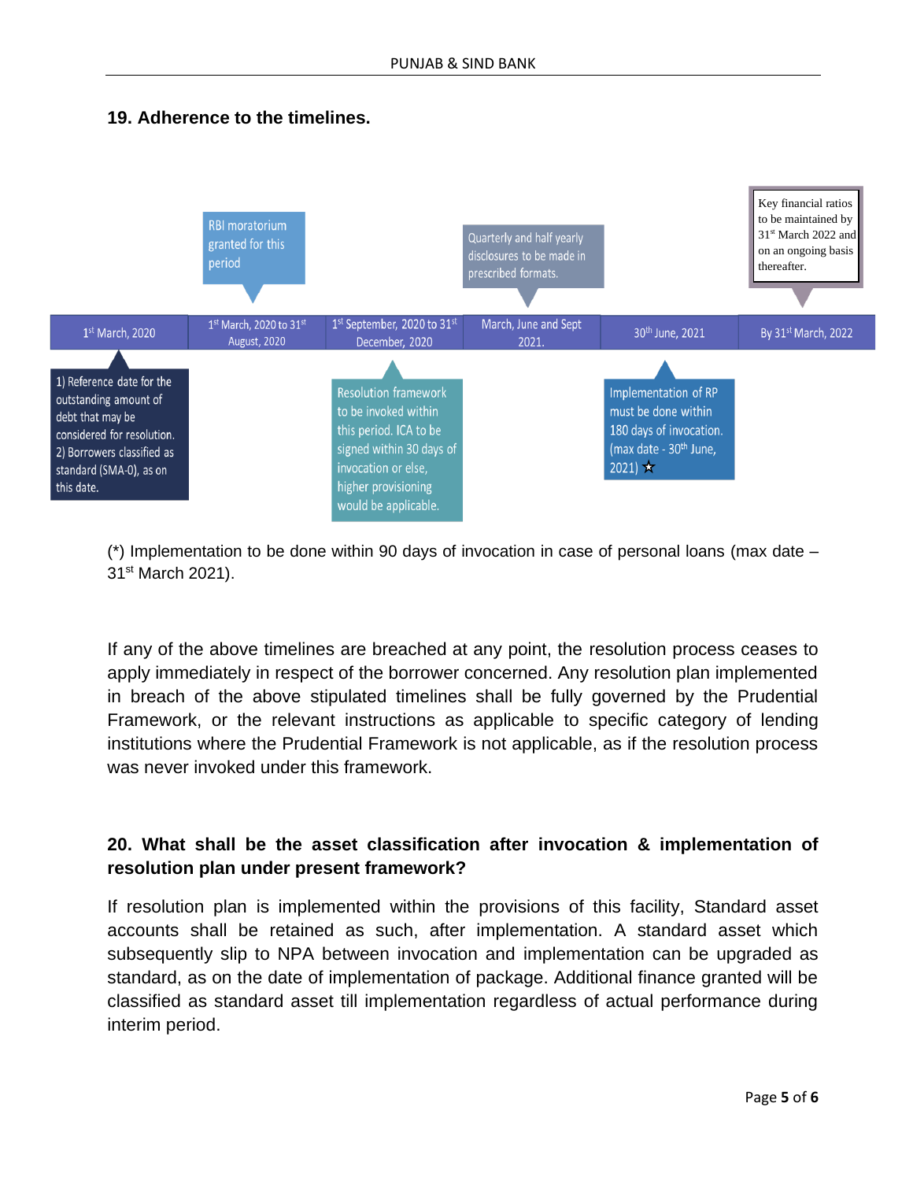## 19. Adherence to the timelines.

| 1st March, 2020 | 1st March, 2020 to 31st August, 2020 | 1st September, 2020 to 31st December, 2020 | March, June and Sept 2021. | 30th June, 2021 | By 31st March, 2022 |
|---|---|---|---|---|---|
| 1) Reference date for the outstanding amount of debt that may be considered for resolution. 2) Borrowers classified as standard (SMA-0), as on this date. | RBI moratorium granted for this period | Resolution framework to be invoked within this period. ICA to be signed within 30 days of invocation or else, higher provisioning would be applicable. | Quarterly and half yearly disclosures to be made in prescribed formats. | Implementation of RP must be done within 180 days of invocation. (max date - 30th June, 2021) ☆ | Key financial ratios to be maintained by 31st March 2022 and on an ongoing basis thereafter. |

(*) Implementation to be done within 90 days of invocation in case of personal loans (max date – 31st March 2021).

If any of the above timelines are breached at any point, the resolution process ceases to apply immediately in respect of the borrower concerned. Any resolution plan implemented in breach of the above stipulated timelines shall be fully governed by the Prudential Framework, or the relevant instructions as applicable to specific category of lending institutions where the Prudential Framework is not applicable, as if the resolution process was never invoked under this framework.

## 20. What shall be the asset classification after invocation & implementation of resolution plan under present framework?

If resolution plan is implemented within the provisions of this facility, Standard asset accounts shall be retained as such, after implementation. A standard asset which subsequently slip to NPA between invocation and implementation can be upgraded as standard, as on the date of implementation of package. Additional finance granted will be classified as standard asset till implementation regardless of actual performance during interim period.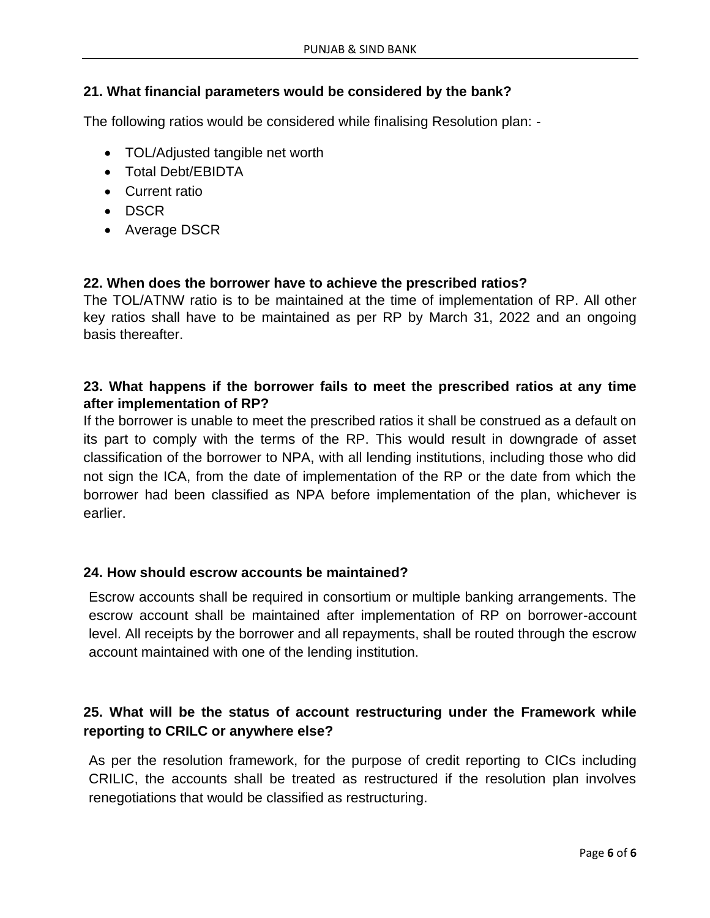### 21. What financial parameters would be considered by the bank?

The following ratios would be considered while finalising Resolution plan: -

- TOL/Adjusted tangible net worth
- Total Debt/EBIDTA
- Current ratio
- DSCR
- Average DSCR

### 22. When does the borrower have to achieve the prescribed ratios?

The TOL/ATNW ratio is to be maintained at the time of implementation of RP. All other key ratios shall have to be maintained as per RP by March 31, 2022 and an ongoing basis thereafter.

### 23. What happens if the borrower fails to meet the prescribed ratios at any time after implementation of RP?

If the borrower is unable to meet the prescribed ratios it shall be construed as a default on its part to comply with the terms of the RP. This would result in downgrade of asset classification of the borrower to NPA, with all lending institutions, including those who did not sign the ICA, from the date of implementation of the RP or the date from which the borrower had been classified as NPA before implementation of the plan, whichever is earlier.

### 24. How should escrow accounts be maintained?

Escrow accounts shall be required in consortium or multiple banking arrangements. The escrow account shall be maintained after implementation of RP on borrower-account level. All receipts by the borrower and all repayments, shall be routed through the escrow account maintained with one of the lending institution.

### 25. What will be the status of account restructuring under the Framework while reporting to CRILC or anywhere else?

As per the resolution framework, for the purpose of credit reporting to CICs including CRILIC, the accounts shall be treated as restructured if the resolution plan involves renegotiations that would be classified as restructuring.